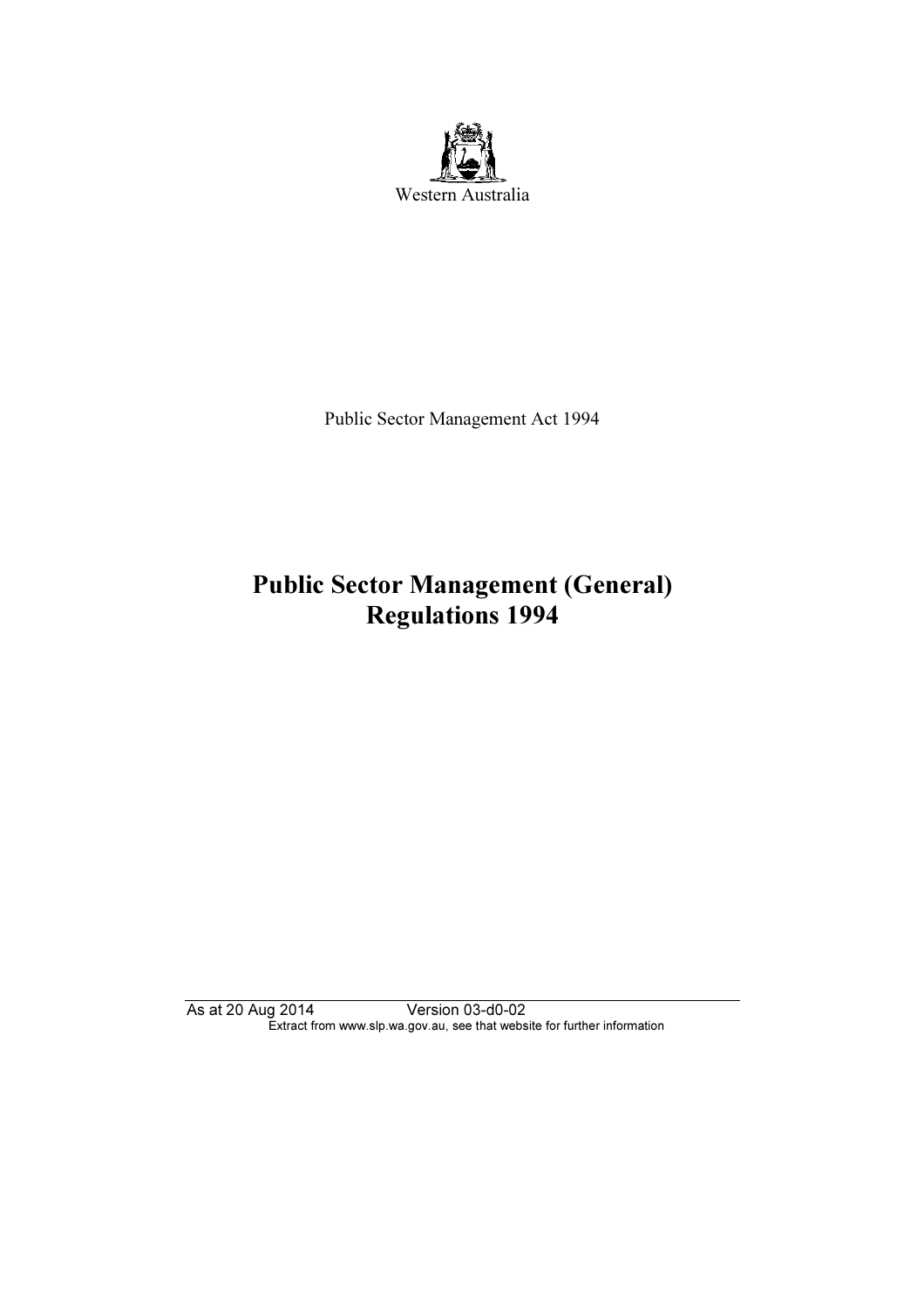Western Australia

Public Sector Management Act 1994

# Public Sector Management (General) Regulations 1994

As at 20 Aug 2014 Version 03-d0-02

Extract from www.slp.wa.gov.au, see that website for further information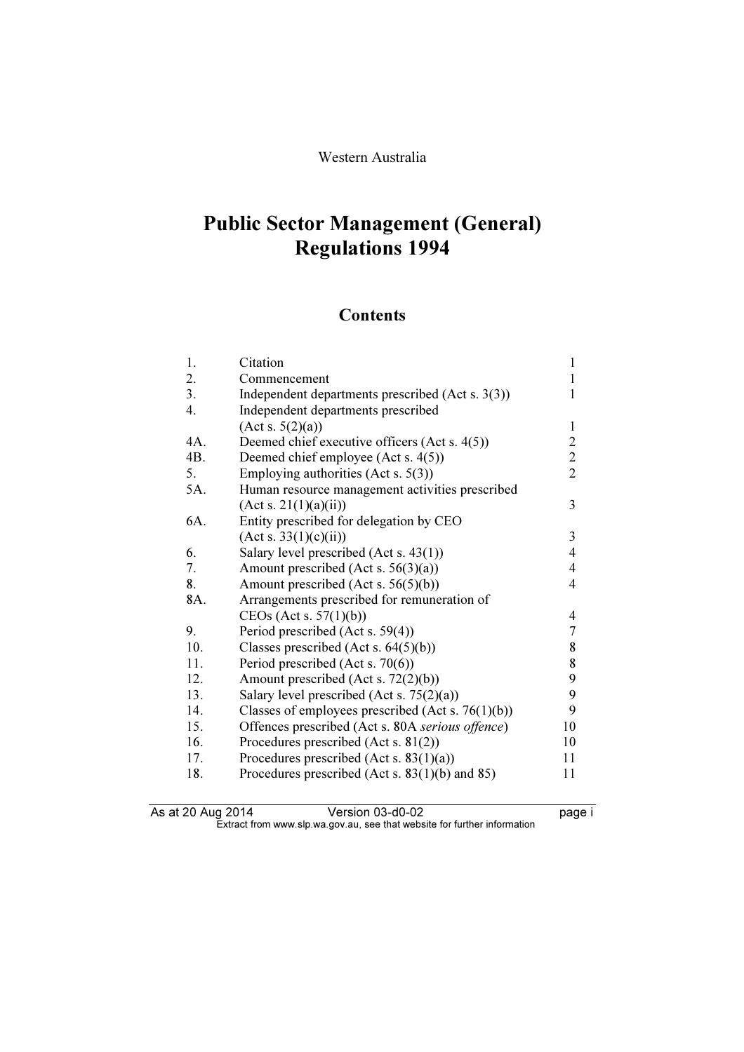Western Australia

# Public Sector Management (General) Regulations 1994

## Contents

| | | |
|---|---|---|
| 1. | Citation | 1 |
| 2. | Commencement | 1 |
| 3. | Independent departments prescribed (Act s. 3(3)) | 1 |
| 4. | Independent departments prescribed (Act s. 5(2)(a)) | 1 |
| 4A. | Deemed chief executive officers (Act s. 4(5)) | 2 |
| 4B. | Deemed chief employee (Act s. 4(5)) | 2 |
| 5. | Employing authorities (Act s. 5(3)) | 2 |
| 5A. | Human resource management activities prescribed (Act s. 21(1)(a)(ii)) | 3 |
| 6A. | Entity prescribed for delegation by CEO (Act s. 33(1)(c)(ii)) | 3 |
| 6. | Salary level prescribed (Act s. 43(1)) | 4 |
| 7. | Amount prescribed (Act s. 56(3)(a)) | 4 |
| 8. | Amount prescribed (Act s. 56(5)(b)) | 4 |
| 8A. | Arrangements prescribed for remuneration of CEOs (Act s. 57(1)(b)) | 4 |
| 9. | Period prescribed (Act s. 59(4)) | 7 |
| 10. | Classes prescribed (Act s. 64(5)(b)) | 8 |
| 11. | Period prescribed (Act s. 70(6)) | 8 |
| 12. | Amount prescribed (Act s. 72(2)(b)) | 9 |
| 13. | Salary level prescribed (Act s. 75(2)(a)) | 9 |
| 14. | Classes of employees prescribed (Act s. 76(1)(b)) | 9 |
| 15. | Offences prescribed (Act s. 80A *serious offence*) | 10 |
| 16. | Procedures prescribed (Act s. 81(2)) | 10 |
| 17. | Procedures prescribed (Act s. 83(1)(a)) | 11 |
| 18. | Procedures prescribed (Act s. 83(1)(b) and 85) | 11 |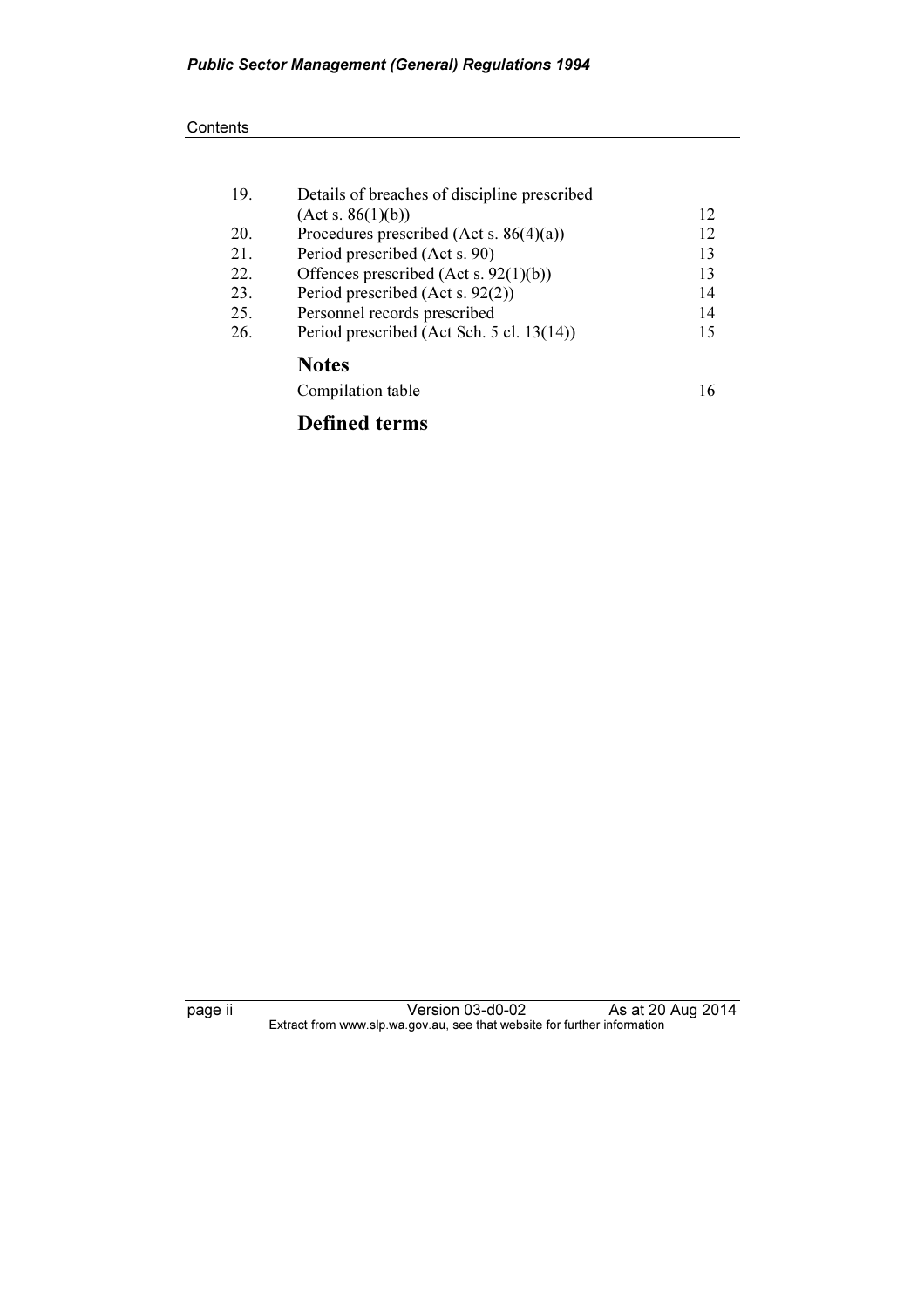| | | |
|---|---|---|
| 19. | Details of breaches of discipline prescribed (Act s. 86(1)(b)) | 12 |
| 20. | Procedures prescribed (Act s. 86(4)(a)) | 12 |
| 21. | Period prescribed (Act s. 90) | 13 |
| 22. | Offences prescribed (Act s. 92(1)(b)) | 13 |
| 23. | Period prescribed (Act s. 92(2)) | 14 |
| 25. | Personnel records prescribed | 14 |
| 26. | Period prescribed (Act Sch. 5 cl. 13(14)) | 15 |

## Notes

Compilation table 16

## Defined terms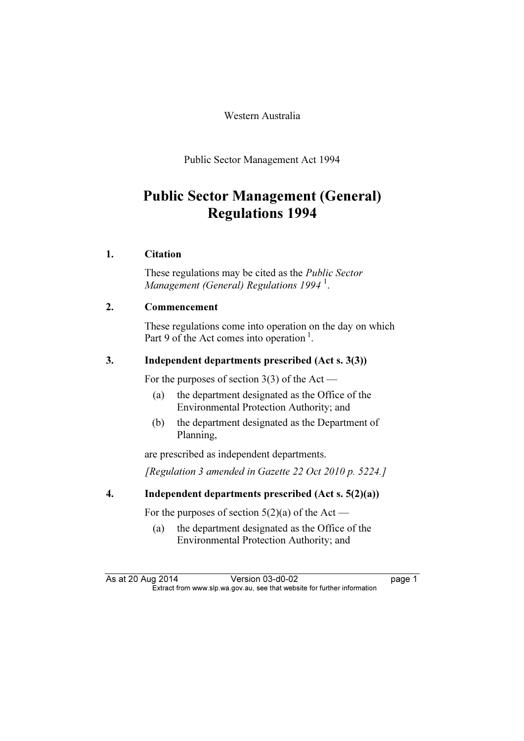Western Australia

Public Sector Management Act 1994

# Public Sector Management (General) Regulations 1994

## 1. Citation

These regulations may be cited as the *Public Sector Management (General) Regulations 1994* [1].

## 2. Commencement

These regulations come into operation on the day on which Part 9 of the Act comes into operation [1].

## 3. Independent departments prescribed (Act s. 3(3))

For the purposes of section 3(3) of the Act —

(a) the department designated as the Office of the Environmental Protection Authority; and

(b) the department designated as the Department of Planning,

are prescribed as independent departments.

*[Regulation 3 amended in Gazette 22 Oct 2010 p. 5224.]*

## 4. Independent departments prescribed (Act s. 5(2)(a))

For the purposes of section 5(2)(a) of the Act —

(a) the department designated as the Office of the Environmental Protection Authority; and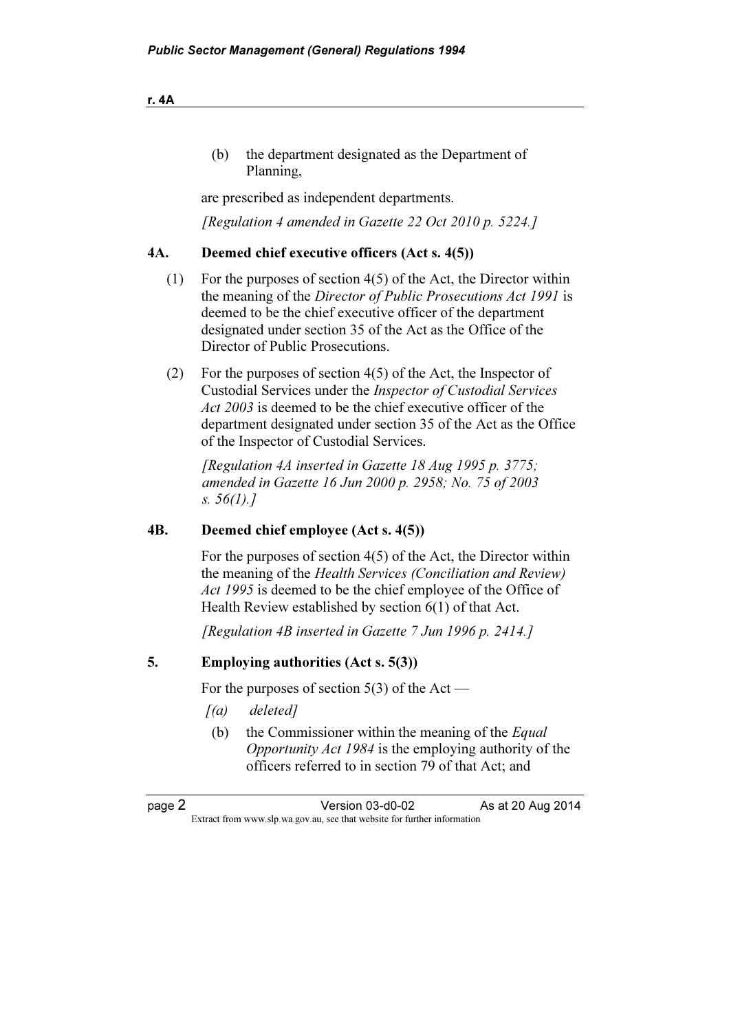(b) the department designated as the Department of Planning,

are prescribed as independent departments.

*[Regulation 4 amended in Gazette 22 Oct 2010 p. 5224.]*

## 4A. Deemed chief executive officers (Act s. 4(5))

(1) For the purposes of section 4(5) of the Act, the Director within the meaning of the *Director of Public Prosecutions Act 1991* is deemed to be the chief executive officer of the department designated under section 35 of the Act as the Office of the Director of Public Prosecutions.

(2) For the purposes of section 4(5) of the Act, the Inspector of Custodial Services under the *Inspector of Custodial Services Act 2003* is deemed to be the chief executive officer of the department designated under section 35 of the Act as the Office of the Inspector of Custodial Services.

*[Regulation 4A inserted in Gazette 18 Aug 1995 p. 3775; amended in Gazette 16 Jun 2000 p. 2958; No. 75 of 2003 s. 56(1).]*

## 4B. Deemed chief employee (Act s. 4(5))

For the purposes of section 4(5) of the Act, the Director within the meaning of the *Health Services (Conciliation and Review) Act 1995* is deemed to be the chief employee of the Office of Health Review established by section 6(1) of that Act.

*[Regulation 4B inserted in Gazette 7 Jun 1996 p. 2414.]*

## 5. Employing authorities (Act s. 5(3))

For the purposes of section 5(3) of the Act —

*[(a) deleted]*

(b) the Commissioner within the meaning of the *Equal Opportunity Act 1984* is the employing authority of the officers referred to in section 79 of that Act; and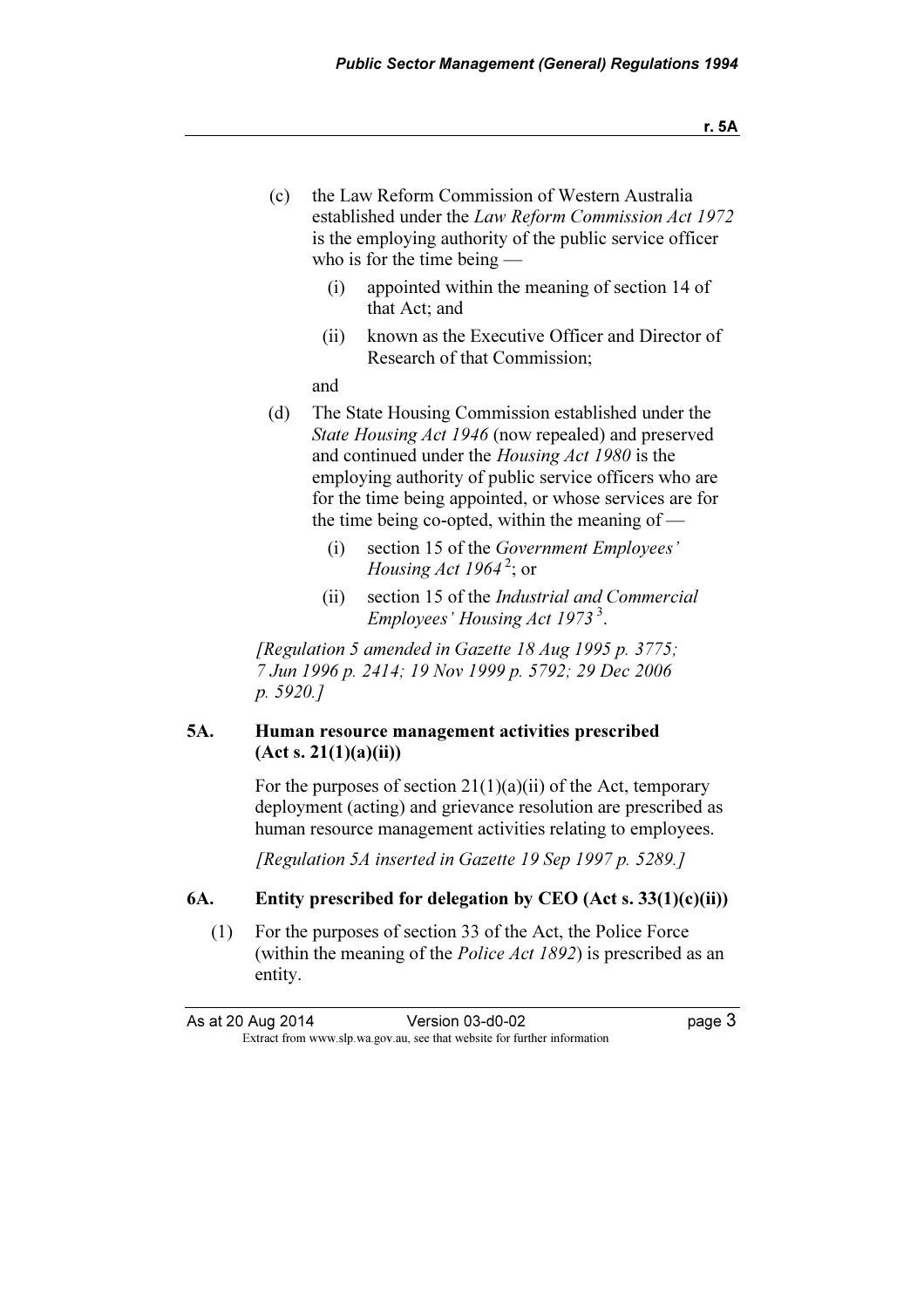(c) the Law Reform Commission of Western Australia established under the *Law Reform Commission Act 1972* is the employing authority of the public service officer who is for the time being —

  (i) appointed within the meaning of section 14 of that Act; and

  (ii) known as the Executive Officer and Director of Research of that Commission;

and

(d) The State Housing Commission established under the *State Housing Act 1946* (now repealed) and preserved and continued under the *Housing Act 1980* is the employing authority of public service officers who are for the time being appointed, or whose services are for the time being co-opted, within the meaning of —

  (i) section 15 of the *Government Employees' Housing Act 1964* [2]; or

  (ii) section 15 of the *Industrial and Commercial Employees' Housing Act 1973* [3].

*[Regulation 5 amended in Gazette 18 Aug 1995 p. 3775; 7 Jun 1996 p. 2414; 19 Nov 1999 p. 5792; 29 Dec 2006 p. 5920.]*

### 5A. Human resource management activities prescribed (Act s. 21(1)(a)(ii))

For the purposes of section 21(1)(a)(ii) of the Act, temporary deployment (acting) and grievance resolution are prescribed as human resource management activities relating to employees.

*[Regulation 5A inserted in Gazette 19 Sep 1997 p. 5289.]*

### 6A. Entity prescribed for delegation by CEO (Act s. 33(1)(c)(ii))

(1) For the purposes of section 33 of the Act, the Police Force (within the meaning of the *Police Act 1892*) is prescribed as an entity.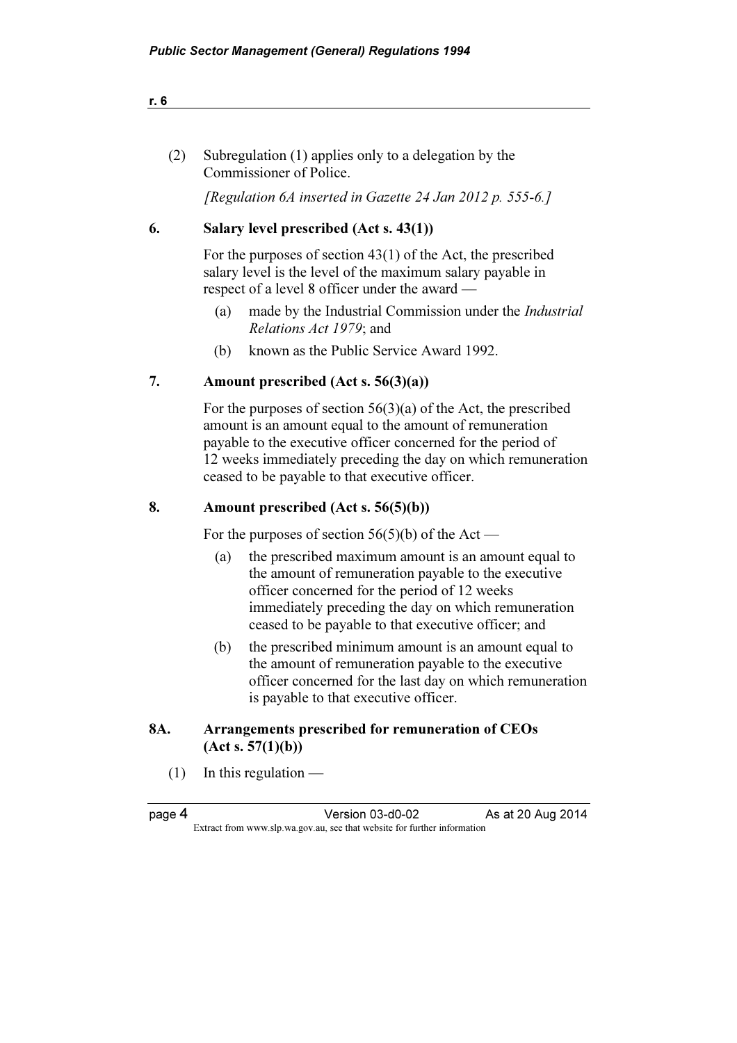(2) Subregulation (1) applies only to a delegation by the Commissioner of Police.

*[Regulation 6A inserted in Gazette 24 Jan 2012 p. 555-6.]*

### 6. Salary level prescribed (Act s. 43(1))

For the purposes of section 43(1) of the Act, the prescribed salary level is the level of the maximum salary payable in respect of a level 8 officer under the award —

(a) made by the Industrial Commission under the *Industrial Relations Act 1979*; and

(b) known as the Public Service Award 1992.

### 7. Amount prescribed (Act s. 56(3)(a))

For the purposes of section 56(3)(a) of the Act, the prescribed amount is an amount equal to the amount of remuneration payable to the executive officer concerned for the period of 12 weeks immediately preceding the day on which remuneration ceased to be payable to that executive officer.

### 8. Amount prescribed (Act s. 56(5)(b))

For the purposes of section 56(5)(b) of the Act —

(a) the prescribed maximum amount is an amount equal to the amount of remuneration payable to the executive officer concerned for the period of 12 weeks immediately preceding the day on which remuneration ceased to be payable to that executive officer; and

(b) the prescribed minimum amount is an amount equal to the amount of remuneration payable to the executive officer concerned for the last day on which remuneration is payable to that executive officer.

### 8A. Arrangements prescribed for remuneration of CEOs (Act s. 57(1)(b))

(1) In this regulation —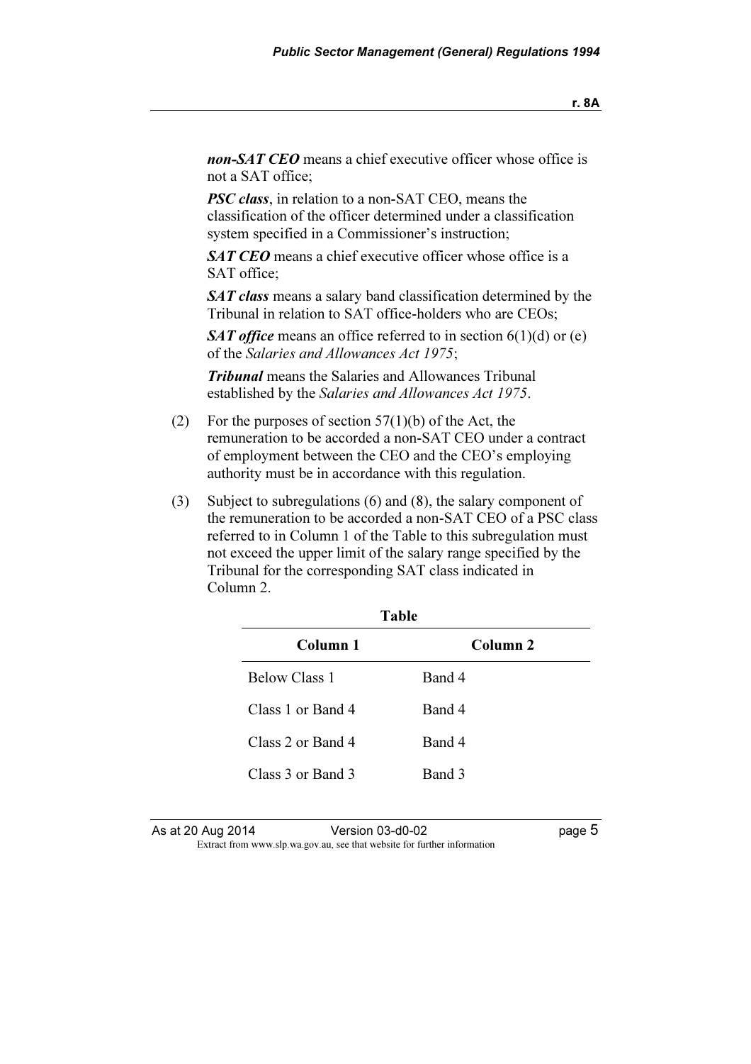***non-SAT CEO*** means a chief executive officer whose office is not a SAT office;

***PSC class***, in relation to a non-SAT CEO, means the classification of the officer determined under a classification system specified in a Commissioner's instruction;

***SAT CEO*** means a chief executive officer whose office is a SAT office;

***SAT class*** means a salary band classification determined by the Tribunal in relation to SAT office-holders who are CEOs;

***SAT office*** means an office referred to in section 6(1)(d) or (e) of the *Salaries and Allowances Act 1975*;

***Tribunal*** means the Salaries and Allowances Tribunal established by the *Salaries and Allowances Act 1975*.

(2) For the purposes of section 57(1)(b) of the Act, the remuneration to be accorded a non-SAT CEO under a contract of employment between the CEO and the CEO's employing authority must be in accordance with this regulation.

(3) Subject to subregulations (6) and (8), the salary component of the remuneration to be accorded a non-SAT CEO of a PSC class referred to in Column 1 of the Table to this subregulation must not exceed the upper limit of the salary range specified by the Tribunal for the corresponding SAT class indicated in Column 2.

**Table**

| Column 1 | Column 2 |
|---|---|
| Below Class 1 | Band 4 |
| Class 1 or Band 4 | Band 4 |
| Class 2 or Band 4 | Band 4 |
| Class 3 or Band 3 | Band 3 |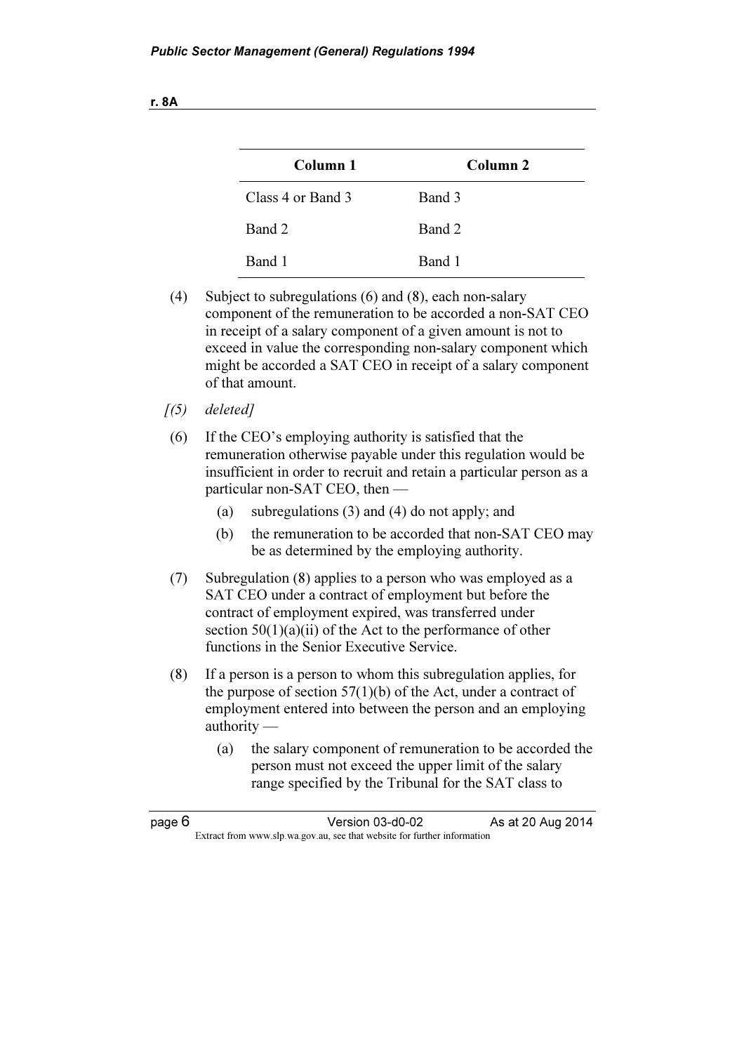| Column 1 | Column 2 |
| --- | --- |
| Class 4 or Band 3 | Band 3 |
| Band 2 | Band 2 |
| Band 1 | Band 1 |

(4) Subject to subregulations (6) and (8), each non-salary component of the remuneration to be accorded a non-SAT CEO in receipt of a salary component of a given amount is not to exceed in value the corresponding non-salary component which might be accorded a SAT CEO in receipt of a salary component of that amount.

*[(5) deleted]*

(6) If the CEO's employing authority is satisfied that the remuneration otherwise payable under this regulation would be insufficient in order to recruit and retain a particular person as a particular non-SAT CEO, then —

(a) subregulations (3) and (4) do not apply; and

(b) the remuneration to be accorded that non-SAT CEO may be as determined by the employing authority.

(7) Subregulation (8) applies to a person who was employed as a SAT CEO under a contract of employment but before the contract of employment expired, was transferred under section 50(1)(a)(ii) of the Act to the performance of other functions in the Senior Executive Service.

(8) If a person is a person to whom this subregulation applies, for the purpose of section 57(1)(b) of the Act, under a contract of employment entered into between the person and an employing authority —

(a) the salary component of remuneration to be accorded the person must not exceed the upper limit of the salary range specified by the Tribunal for the SAT class to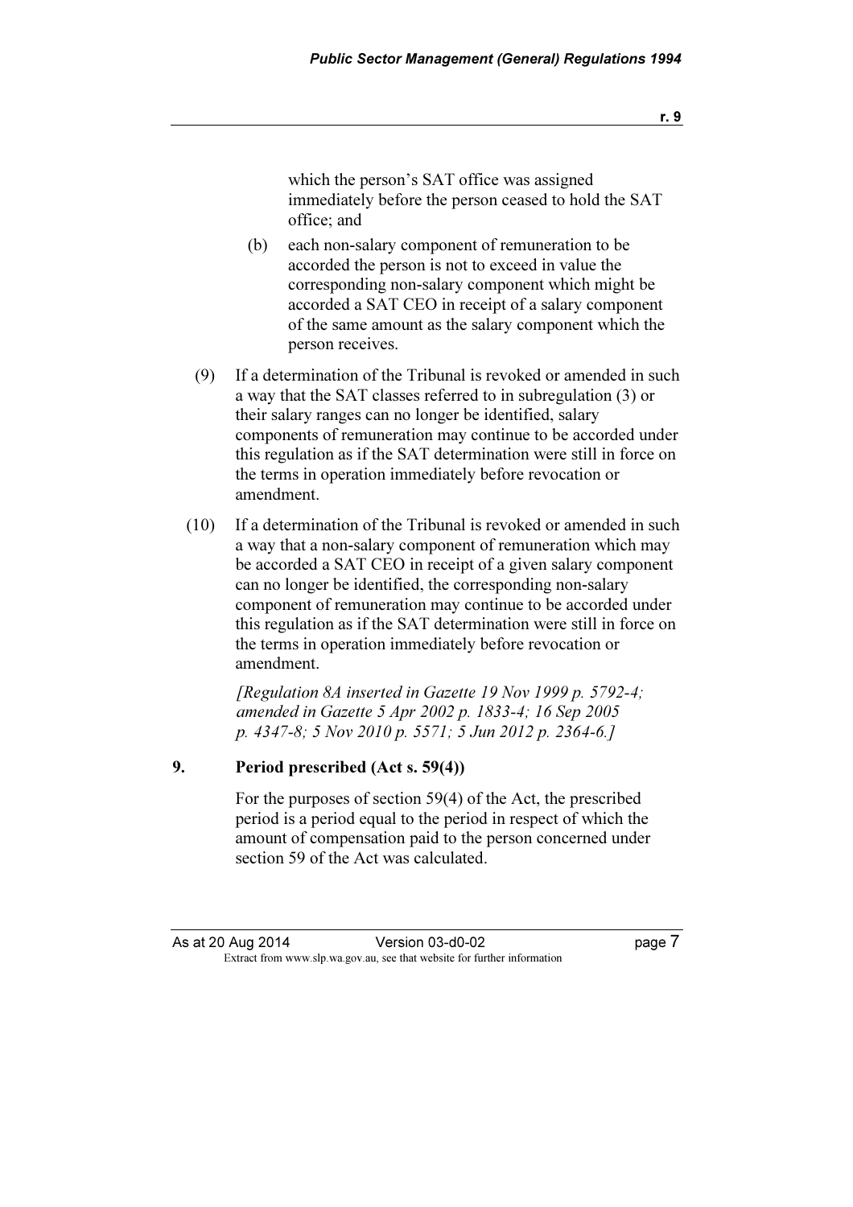which the person's SAT office was assigned immediately before the person ceased to hold the SAT office; and

(b) each non-salary component of remuneration to be accorded the person is not to exceed in value the corresponding non-salary component which might be accorded a SAT CEO in receipt of a salary component of the same amount as the salary component which the person receives.

(9) If a determination of the Tribunal is revoked or amended in such a way that the SAT classes referred to in subregulation (3) or their salary ranges can no longer be identified, salary components of remuneration may continue to be accorded under this regulation as if the SAT determination were still in force on the terms in operation immediately before revocation or amendment.

(10) If a determination of the Tribunal is revoked or amended in such a way that a non-salary component of remuneration which may be accorded a SAT CEO in receipt of a given salary component can no longer be identified, the corresponding non-salary component of remuneration may continue to be accorded under this regulation as if the SAT determination were still in force on the terms in operation immediately before revocation or amendment.

*[Regulation 8A inserted in Gazette 19 Nov 1999 p. 5792-4; amended in Gazette 5 Apr 2002 p. 1833-4; 16 Sep 2005 p. 4347-8; 5 Nov 2010 p. 5571; 5 Jun 2012 p. 2364-6.]*

### 9. Period prescribed (Act s. 59(4))

For the purposes of section 59(4) of the Act, the prescribed period is a period equal to the period in respect of which the amount of compensation paid to the person concerned under section 59 of the Act was calculated.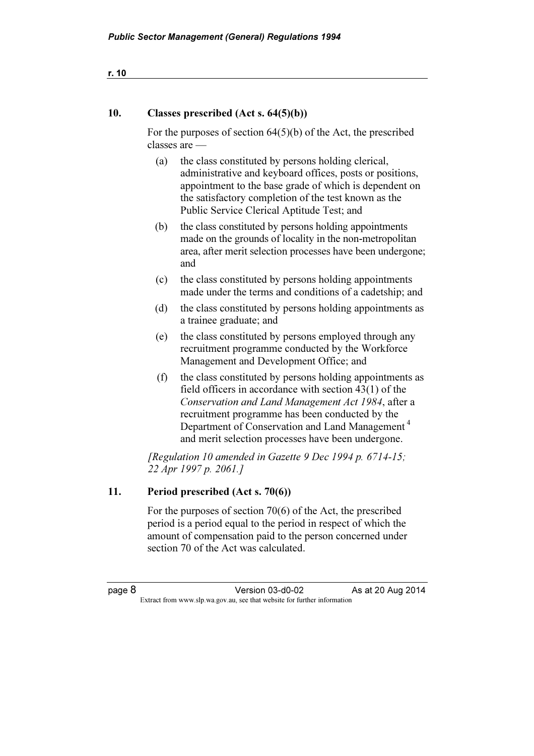## 10. Classes prescribed (Act s. 64(5)(b))

For the purposes of section 64(5)(b) of the Act, the prescribed classes are —

(a) the class constituted by persons holding clerical, administrative and keyboard offices, posts or positions, appointment to the base grade of which is dependent on the satisfactory completion of the test known as the Public Service Clerical Aptitude Test; and

(b) the class constituted by persons holding appointments made on the grounds of locality in the non-metropolitan area, after merit selection processes have been undergone; and

(c) the class constituted by persons holding appointments made under the terms and conditions of a cadetship; and

(d) the class constituted by persons holding appointments as a trainee graduate; and

(e) the class constituted by persons employed through any recruitment programme conducted by the Workforce Management and Development Office; and

(f) the class constituted by persons holding appointments as field officers in accordance with section 43(1) of the *Conservation and Land Management Act 1984*, after a recruitment programme has been conducted by the Department of Conservation and Land Management [4] and merit selection processes have been undergone.

*[Regulation 10 amended in Gazette 9 Dec 1994 p. 6714-15; 22 Apr 1997 p. 2061.]*

## 11. Period prescribed (Act s. 70(6))

For the purposes of section 70(6) of the Act, the prescribed period is a period equal to the period in respect of which the amount of compensation paid to the person concerned under section 70 of the Act was calculated.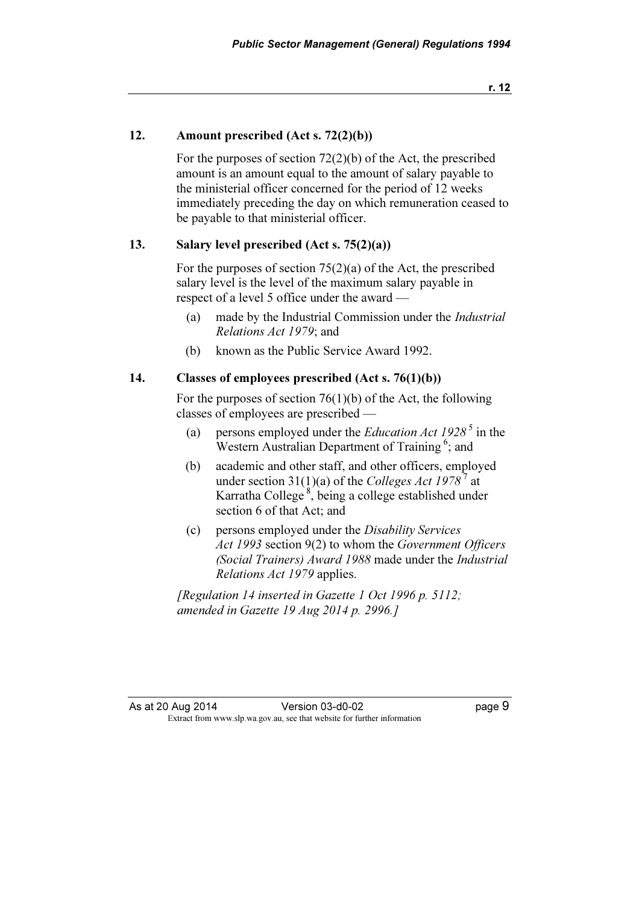## 12. Amount prescribed (Act s. 72(2)(b))

For the purposes of section 72(2)(b) of the Act, the prescribed amount is an amount equal to the amount of salary payable to the ministerial officer concerned for the period of 12 weeks immediately preceding the day on which remuneration ceased to be payable to that ministerial officer.

## 13. Salary level prescribed (Act s. 75(2)(a))

For the purposes of section 75(2)(a) of the Act, the prescribed salary level is the level of the maximum salary payable in respect of a level 5 office under the award —

- (a) made by the Industrial Commission under the *Industrial Relations Act 1979*; and
- (b) known as the Public Service Award 1992.

## 14. Classes of employees prescribed (Act s. 76(1)(b))

For the purposes of section 76(1)(b) of the Act, the following classes of employees are prescribed —

- (a) persons employed under the *Education Act 1928* [5] in the Western Australian Department of Training [6]; and
- (b) academic and other staff, and other officers, employed under section 31(1)(a) of the *Colleges Act 1978* [7] at Karratha College [8], being a college established under section 6 of that Act; and
- (c) persons employed under the *Disability Services Act 1993* section 9(2) to whom the *Government Officers (Social Trainers) Award 1988* made under the *Industrial Relations Act 1979* applies.

*[Regulation 14 inserted in Gazette 1 Oct 1996 p. 5112; amended in Gazette 19 Aug 2014 p. 2996.]*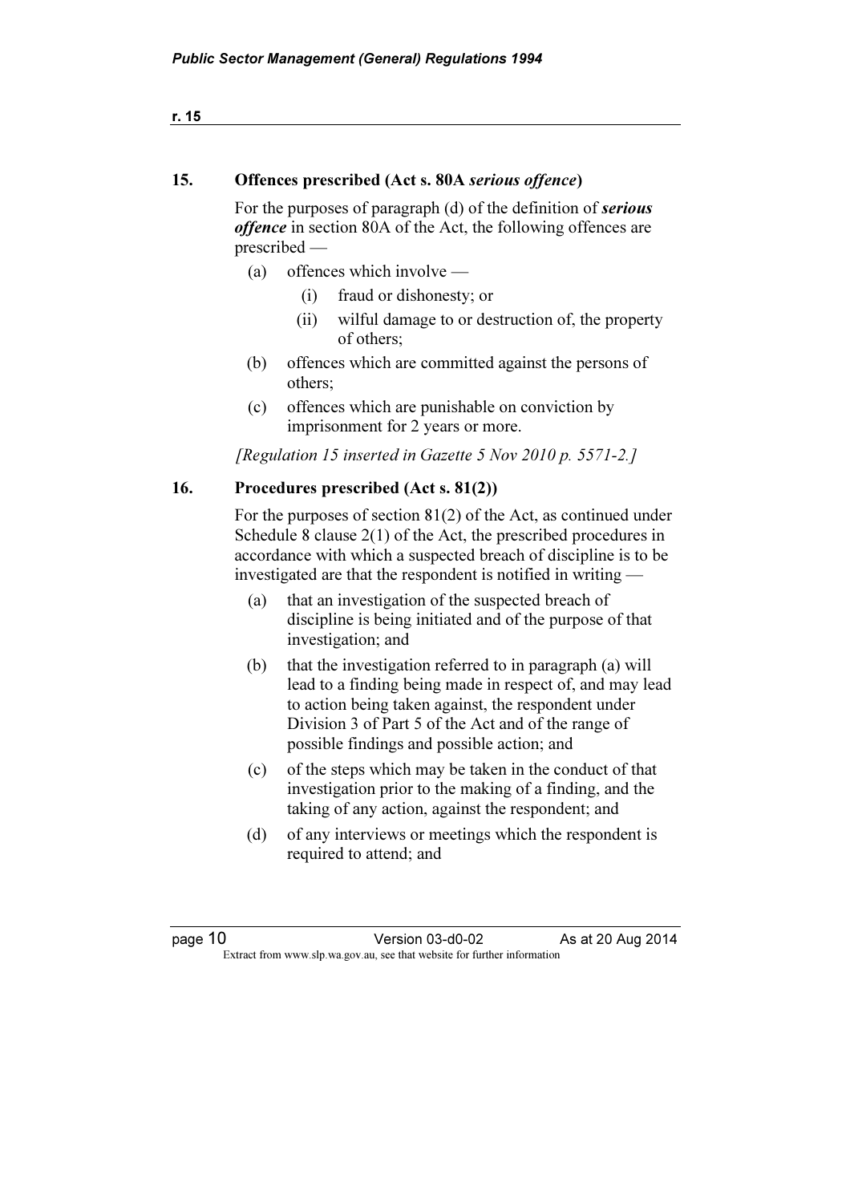## 15. Offences prescribed (Act s. 80A *serious offence*)

For the purposes of paragraph (d) of the definition of ***serious offence*** in section 80A of the Act, the following offences are prescribed —

(a) offences which involve —

   (i) fraud or dishonesty; or

   (ii) wilful damage to or destruction of, the property of others;

(b) offences which are committed against the persons of others;

(c) offences which are punishable on conviction by imprisonment for 2 years or more.

*[Regulation 15 inserted in Gazette 5 Nov 2010 p. 5571-2.]*

## 16. Procedures prescribed (Act s. 81(2))

For the purposes of section 81(2) of the Act, as continued under Schedule 8 clause 2(1) of the Act, the prescribed procedures in accordance with which a suspected breach of discipline is to be investigated are that the respondent is notified in writing —

(a) that an investigation of the suspected breach of discipline is being initiated and of the purpose of that investigation; and

(b) that the investigation referred to in paragraph (a) will lead to a finding being made in respect of, and may lead to action being taken against, the respondent under Division 3 of Part 5 of the Act and of the range of possible findings and possible action; and

(c) of the steps which may be taken in the conduct of that investigation prior to the making of a finding, and the taking of any action, against the respondent; and

(d) of any interviews or meetings which the respondent is required to attend; and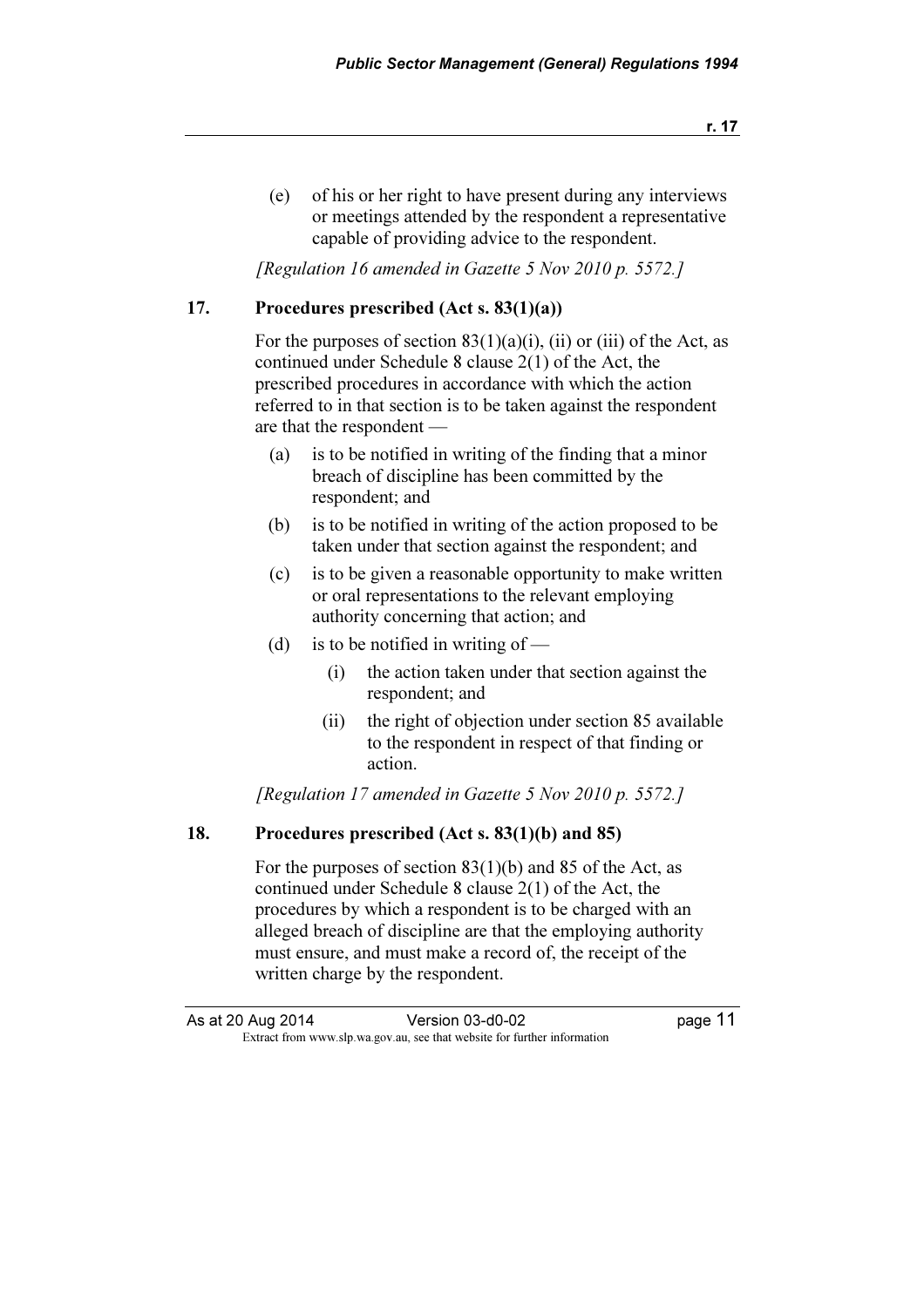(e) of his or her right to have present during any interviews or meetings attended by the respondent a representative capable of providing advice to the respondent.

*[Regulation 16 amended in Gazette 5 Nov 2010 p. 5572.]*

## 17. Procedures prescribed (Act s. 83(1)(a))

For the purposes of section 83(1)(a)(i), (ii) or (iii) of the Act, as continued under Schedule 8 clause 2(1) of the Act, the prescribed procedures in accordance with which the action referred to in that section is to be taken against the respondent are that the respondent —

(a) is to be notified in writing of the finding that a minor breach of discipline has been committed by the respondent; and

(b) is to be notified in writing of the action proposed to be taken under that section against the respondent; and

(c) is to be given a reasonable opportunity to make written or oral representations to the relevant employing authority concerning that action; and

(d) is to be notified in writing of —

  (i) the action taken under that section against the respondent; and

  (ii) the right of objection under section 85 available to the respondent in respect of that finding or action.

*[Regulation 17 amended in Gazette 5 Nov 2010 p. 5572.]*

## 18. Procedures prescribed (Act s. 83(1)(b) and 85)

For the purposes of section 83(1)(b) and 85 of the Act, as continued under Schedule 8 clause 2(1) of the Act, the procedures by which a respondent is to be charged with an alleged breach of discipline are that the employing authority must ensure, and must make a record of, the receipt of the written charge by the respondent.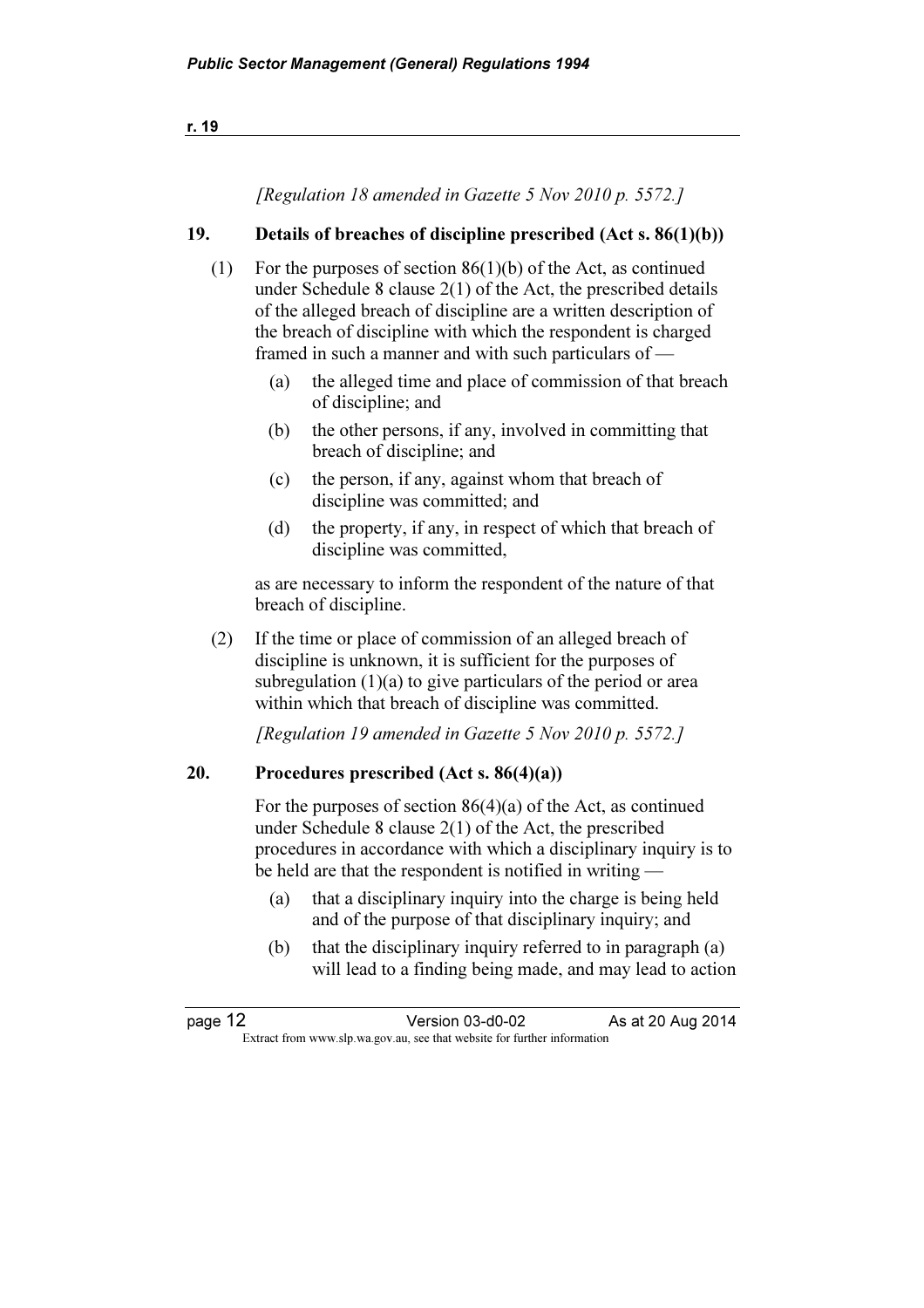*[Regulation 18 amended in Gazette 5 Nov 2010 p. 5572.]*

**19. Details of breaches of discipline prescribed (Act s. 86(1)(b))**

(1) For the purposes of section 86(1)(b) of the Act, as continued under Schedule 8 clause 2(1) of the Act, the prescribed details of the alleged breach of discipline are a written description of the breach of discipline with which the respondent is charged framed in such a manner and with such particulars of —

- (a) the alleged time and place of commission of that breach of discipline; and
- (b) the other persons, if any, involved in committing that breach of discipline; and
- (c) the person, if any, against whom that breach of discipline was committed; and
- (d) the property, if any, in respect of which that breach of discipline was committed,

as are necessary to inform the respondent of the nature of that breach of discipline.

(2) If the time or place of commission of an alleged breach of discipline is unknown, it is sufficient for the purposes of subregulation (1)(a) to give particulars of the period or area within which that breach of discipline was committed.

*[Regulation 19 amended in Gazette 5 Nov 2010 p. 5572.]*

**20. Procedures prescribed (Act s. 86(4)(a))**

For the purposes of section 86(4)(a) of the Act, as continued under Schedule 8 clause 2(1) of the Act, the prescribed procedures in accordance with which a disciplinary inquiry is to be held are that the respondent is notified in writing —

- (a) that a disciplinary inquiry into the charge is being held and of the purpose of that disciplinary inquiry; and
- (b) that the disciplinary inquiry referred to in paragraph (a) will lead to a finding being made, and may lead to action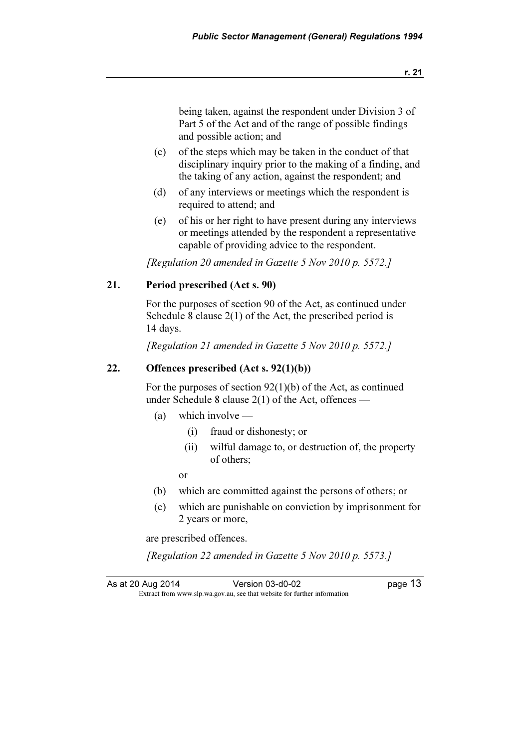being taken, against the respondent under Division 3 of Part 5 of the Act and of the range of possible findings and possible action; and

(c) of the steps which may be taken in the conduct of that disciplinary inquiry prior to the making of a finding, and the taking of any action, against the respondent; and

(d) of any interviews or meetings which the respondent is required to attend; and

(e) of his or her right to have present during any interviews or meetings attended by the respondent a representative capable of providing advice to the respondent.

*[Regulation 20 amended in Gazette 5 Nov 2010 p. 5572.]*

### 21. Period prescribed (Act s. 90)

For the purposes of section 90 of the Act, as continued under Schedule 8 clause 2(1) of the Act, the prescribed period is 14 days.

*[Regulation 21 amended in Gazette 5 Nov 2010 p. 5572.]*

### 22. Offences prescribed (Act s. 92(1)(b))

For the purposes of section 92(1)(b) of the Act, as continued under Schedule 8 clause 2(1) of the Act, offences —

(a) which involve —

  (i) fraud or dishonesty; or

  (ii) wilful damage to, or destruction of, the property of others;

or

(b) which are committed against the persons of others; or

(c) which are punishable on conviction by imprisonment for 2 years or more,

are prescribed offences.

*[Regulation 22 amended in Gazette 5 Nov 2010 p. 5573.]*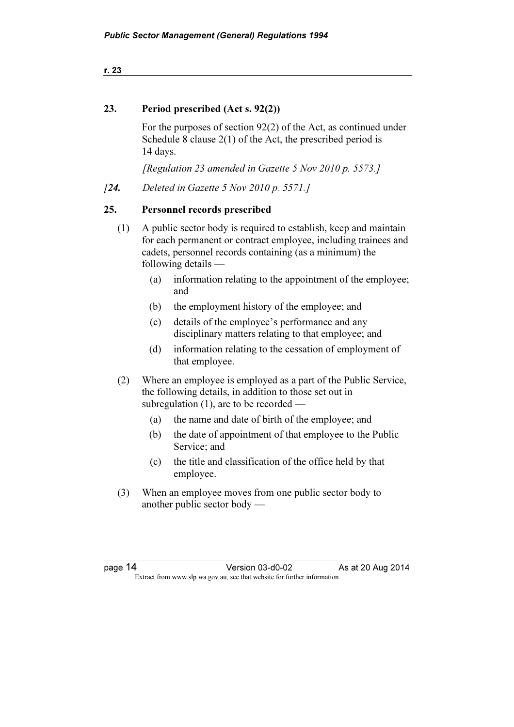## 23. Period prescribed (Act s. 92(2))

For the purposes of section 92(2) of the Act, as continued under Schedule 8 clause 2(1) of the Act, the prescribed period is 14 days.

*[Regulation 23 amended in Gazette 5 Nov 2010 p. 5573.]*

*[**24.** Deleted in Gazette 5 Nov 2010 p. 5571.]*

## 25. Personnel records prescribed

(1) A public sector body is required to establish, keep and maintain for each permanent or contract employee, including trainees and cadets, personnel records containing (as a minimum) the following details —

- (a) information relating to the appointment of the employee; and
- (b) the employment history of the employee; and
- (c) details of the employee's performance and any disciplinary matters relating to that employee; and
- (d) information relating to the cessation of employment of that employee.

(2) Where an employee is employed as a part of the Public Service, the following details, in addition to those set out in subregulation (1), are to be recorded —

- (a) the name and date of birth of the employee; and
- (b) the date of appointment of that employee to the Public Service; and
- (c) the title and classification of the office held by that employee.

(3) When an employee moves from one public sector body to another public sector body —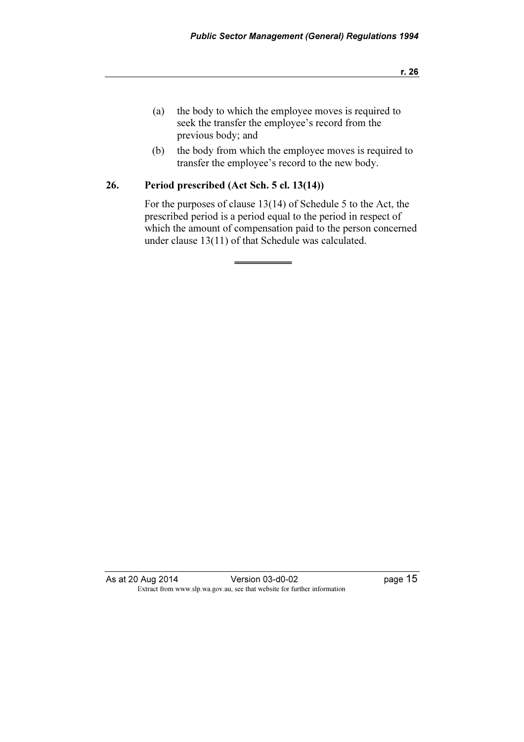(a) the body to which the employee moves is required to seek the transfer the employee's record from the previous body; and

(b) the body from which the employee moves is required to transfer the employee's record to the new body.

## 26. Period prescribed (Act Sch. 5 cl. 13(14))

For the purposes of clause 13(14) of Schedule 5 to the Act, the prescribed period is a period equal to the period in respect of which the amount of compensation paid to the person concerned under clause 13(11) of that Schedule was calculated.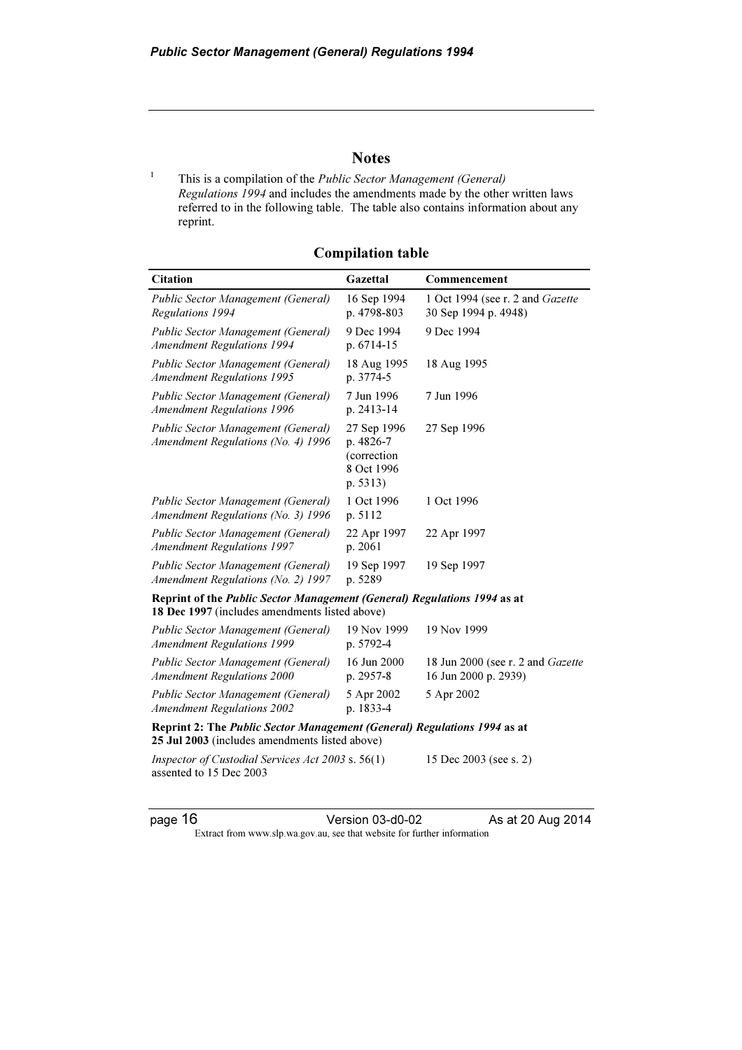## Notes

[1] This is a compilation of the *Public Sector Management (General) Regulations 1994* and includes the amendments made by the other written laws referred to in the following table. The table also contains information about any reprint.

### Compilation table

| Citation | Gazettal | Commencement |
|---|---|---|
| *Public Sector Management (General) Regulations 1994* | 16 Sep 1994 p. 4798-803 | 1 Oct 1994 (see r. 2 and *Gazette* 30 Sep 1994 p. 4948) |
| *Public Sector Management (General) Amendment Regulations 1994* | 9 Dec 1994 p. 6714-15 | 9 Dec 1994 |
| *Public Sector Management (General) Amendment Regulations 1995* | 18 Aug 1995 p. 3774-5 | 18 Aug 1995 |
| *Public Sector Management (General) Amendment Regulations 1996* | 7 Jun 1996 p. 2413-14 | 7 Jun 1996 |
| *Public Sector Management (General) Amendment Regulations (No. 4) 1996* | 27 Sep 1996 p. 4826-7 (correction 8 Oct 1996 p. 5313) | 27 Sep 1996 |
| *Public Sector Management (General) Amendment Regulations (No. 3) 1996* | 1 Oct 1996 p. 5112 | 1 Oct 1996 |
| *Public Sector Management (General) Amendment Regulations 1997* | 22 Apr 1997 p. 2061 | 22 Apr 1997 |
| *Public Sector Management (General) Amendment Regulations (No. 2) 1997* | 19 Sep 1997 p. 5289 | 19 Sep 1997 |
| **Reprint of the *Public Sector Management (General) Regulations 1994* as at 18 Dec 1997** (includes amendments listed above) | | |
| *Public Sector Management (General) Amendment Regulations 1999* | 19 Nov 1999 p. 5792-4 | 19 Nov 1999 |
| *Public Sector Management (General) Amendment Regulations 2000* | 16 Jun 2000 p. 2957-8 | 18 Jun 2000 (see r. 2 and *Gazette* 16 Jun 2000 p. 2939) |
| *Public Sector Management (General) Amendment Regulations 2002* | 5 Apr 2002 p. 1833-4 | 5 Apr 2002 |
| **Reprint 2: The *Public Sector Management (General) Regulations 1994* as at 25 Jul 2003** (includes amendments listed above) | | |
| *Inspector of Custodial Services Act 2003* s. 56(1) assented to 15 Dec 2003 | | 15 Dec 2003 (see s. 2) |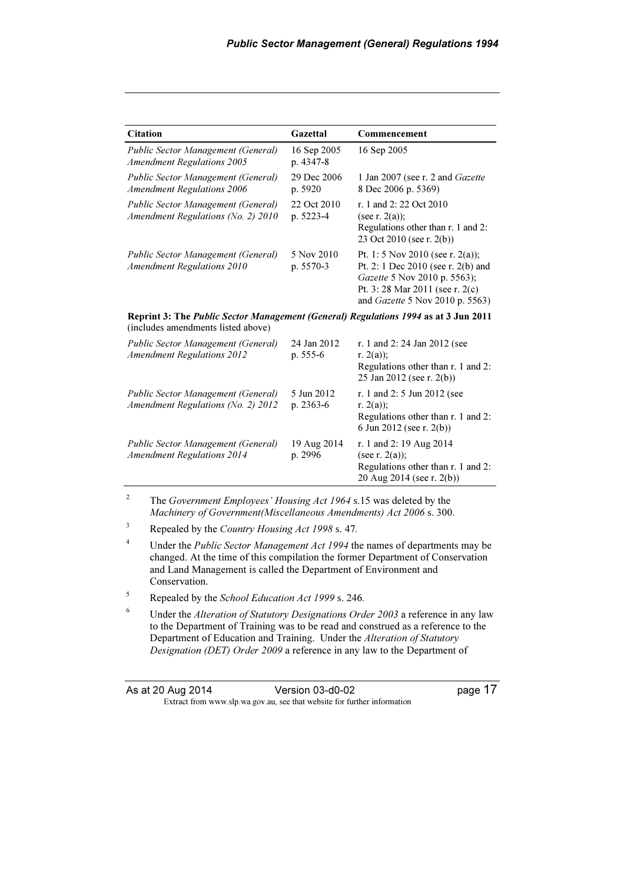| Citation | Gazettal | Commencement |
|---|---|---|
| *Public Sector Management (General) Amendment Regulations 2005* | 16 Sep 2005 p. 4347-8 | 16 Sep 2005 |
| *Public Sector Management (General) Amendment Regulations 2006* | 29 Dec 2006 p. 5920 | 1 Jan 2007 (see r. 2 and *Gazette* 8 Dec 2006 p. 5369) |
| *Public Sector Management (General) Amendment Regulations (No. 2) 2010* | 22 Oct 2010 p. 5223-4 | r. 1 and 2: 22 Oct 2010 (see r. 2(a)); Regulations other than r. 1 and 2: 23 Oct 2010 (see r. 2(b)) |
| *Public Sector Management (General) Amendment Regulations 2010* | 5 Nov 2010 p. 5570-3 | Pt. 1: 5 Nov 2010 (see r. 2(a)); Pt. 2: 1 Dec 2010 (see r. 2(b) and *Gazette* 5 Nov 2010 p. 5563); Pt. 3: 28 Mar 2011 (see r. 2(c) and *Gazette* 5 Nov 2010 p. 5563) |
| **Reprint 3: The *Public Sector Management (General) Regulations 1994* as at 3 Jun 2011** (includes amendments listed above) | | |
| *Public Sector Management (General) Amendment Regulations 2012* | 24 Jan 2012 p. 555-6 | r. 1 and 2: 24 Jan 2012 (see r. 2(a)); Regulations other than r. 1 and 2: 25 Jan 2012 (see r. 2(b)) |
| *Public Sector Management (General) Amendment Regulations (No. 2) 2012* | 5 Jun 2012 p. 2363-6 | r. 1 and 2: 5 Jun 2012 (see r. 2(a)); Regulations other than r. 1 and 2: 6 Jun 2012 (see r. 2(b)) |
| *Public Sector Management (General) Amendment Regulations 2014* | 19 Aug 2014 p. 2996 | r. 1 and 2: 19 Aug 2014 (see r. 2(a)); Regulations other than r. 1 and 2: 20 Aug 2014 (see r. 2(b)) |

[2] The *Government Employees' Housing Act 1964* s.15 was deleted by the *Machinery of Government(Miscellaneous Amendments) Act 2006* s. 300.

[3] Repealed by the *Country Housing Act 1998* s. 47.

[4] Under the *Public Sector Management Act 1994* the names of departments may be changed. At the time of this compilation the former Department of Conservation and Land Management is called the Department of Environment and Conservation.

[5] Repealed by the *School Education Act 1999* s. 246.

[6] Under the *Alteration of Statutory Designations Order 2003* a reference in any law to the Department of Training was to be read and construed as a reference to the Department of Education and Training. Under the *Alteration of Statutory Designation (DET) Order 2009* a reference in any law to the Department of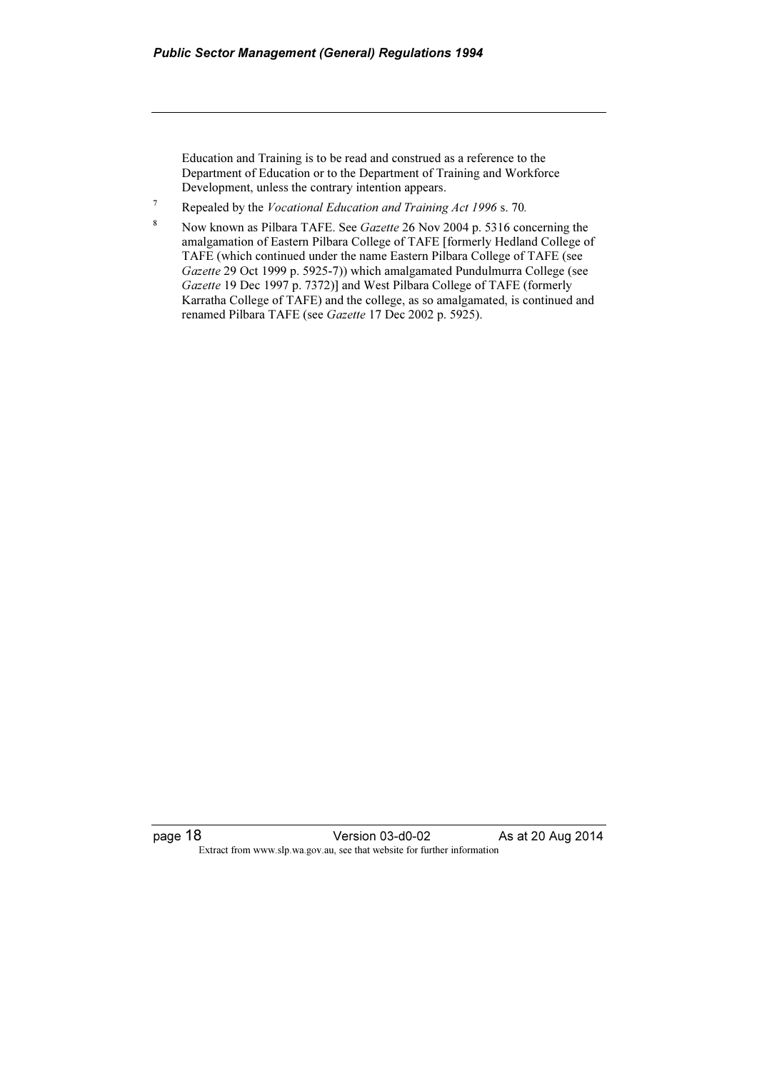Education and Training is to be read and construed as a reference to the Department of Education or to the Department of Training and Workforce Development, unless the contrary intention appears.

[7] Repealed by the *Vocational Education and Training Act 1996* s. 70.

[8] Now known as Pilbara TAFE. See *Gazette* 26 Nov 2004 p. 5316 concerning the amalgamation of Eastern Pilbara College of TAFE [formerly Hedland College of TAFE (which continued under the name Eastern Pilbara College of TAFE (see *Gazette* 29 Oct 1999 p. 5925-7)) which amalgamated Pundulmurra College (see *Gazette* 19 Dec 1997 p. 7372)] and West Pilbara College of TAFE (formerly Karratha College of TAFE) and the college, as so amalgamated, is continued and renamed Pilbara TAFE (see *Gazette* 17 Dec 2002 p. 5925).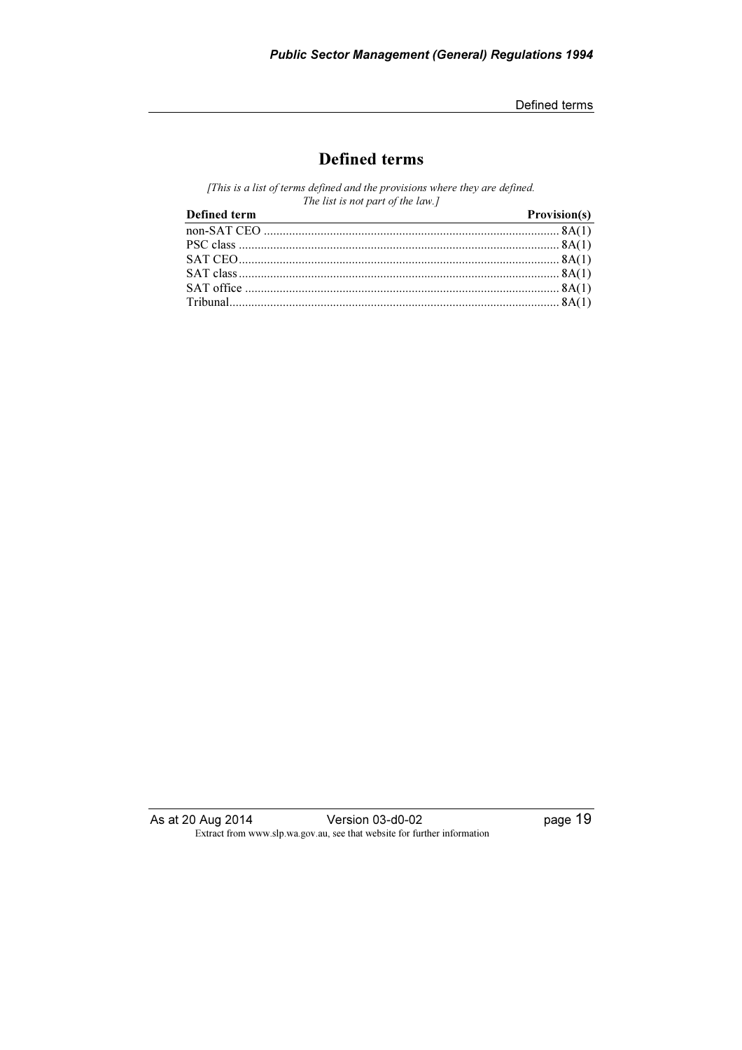# Defined terms

*[This is a list of terms defined and the provisions where they are defined. The list is not part of the law.]*

| Defined term | Provision(s) |
| --- | --- |
| non-SAT CEO | 8A(1) |
| PSC class | 8A(1) |
| SAT CEO | 8A(1) |
| SAT class | 8A(1) |
| SAT office | 8A(1) |
| Tribunal | 8A(1) |